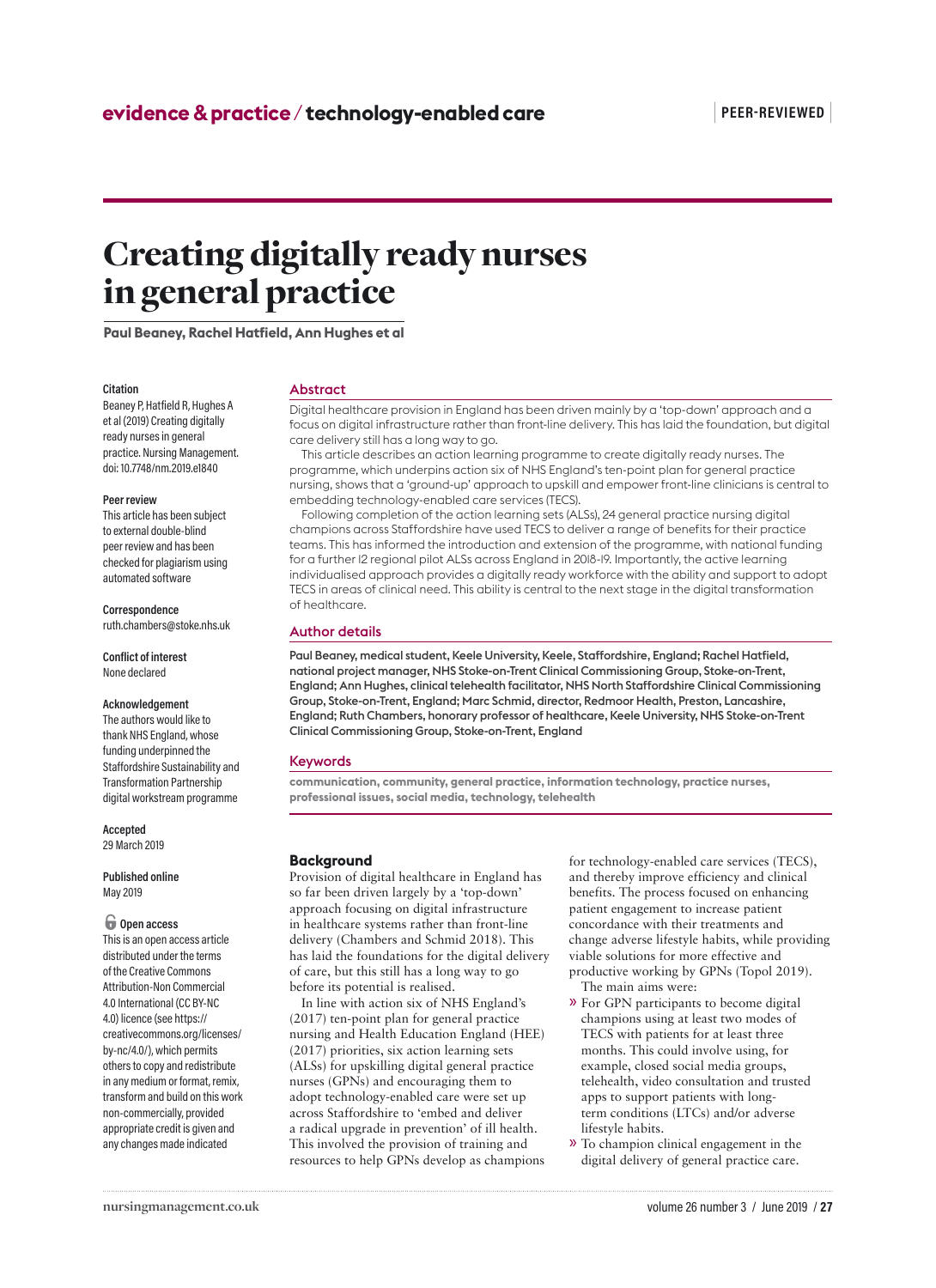evidence & practice / technology-enabled care

PEER-REVIEWED

# Creating digitally ready nurses in general practice

**Paul Beaney, Rachel Hatfield, Ann Hughes et al**

**Citation**
Beaney P, Hatfield R, Hughes A et al (2019) Creating digitally ready nurses in general practice. Nursing Management. doi: 10.7748/nm.2019.e1840

**Peer review**
This article has been subject to external double-blind peer review and has been checked for plagiarism using automated software

**Correspondence**
ruth.chambers@stoke.nhs.uk

**Conflict of interest**
None declared

**Acknowledgement**
The authors would like to thank NHS England, whose funding underpinned the Staffordshire Sustainability and Transformation Partnership digital workstream programme

**Accepted**
29 March 2019

**Published online**
May 2019

**Open access**
This is an open access article distributed under the terms of the Creative Commons Attribution-Non Commercial 4.0 International (CC BY-NC 4.0) licence (see https://creativecommons.org/licenses/by-nc/4.0/), which permits others to copy and redistribute in any medium or format, remix, transform and build on this work non-commercially, provided appropriate credit is given and any changes made indicated

## Abstract

Digital healthcare provision in England has been driven mainly by a 'top-down' approach and a focus on digital infrastructure rather than front-line delivery. This has laid the foundation, but digital care delivery still has a long way to go.

This article describes an action learning programme to create digitally ready nurses. The programme, which underpins action six of NHS England's ten-point plan for general practice nursing, shows that a 'ground-up' approach to upskill and empower front-line clinicians is central to embedding technology-enabled care services (TECS).

Following completion of the action learning sets (ALSs), 24 general practice nursing digital champions across Staffordshire have used TECS to deliver a range of benefits for their practice teams. This has informed the introduction and extension of the programme, with national funding for a further 12 regional pilot ALSs across England in 2018-19. Importantly, the active learning individualised approach provides a digitally ready workforce with the ability and support to adopt TECS in areas of clinical need. This ability is central to the next stage in the digital transformation of healthcare.

## Author details

**Paul Beaney, medical student, Keele University, Keele, Staffordshire, England; Rachel Hatfield, national project manager, NHS Stoke-on-Trent Clinical Commissioning Group, Stoke-on-Trent, England; Ann Hughes, clinical telehealth facilitator, NHS North Staffordshire Clinical Commissioning Group, Stoke-on-Trent, England; Marc Schmid, director, Redmoor Health, Preston, Lancashire, England; Ruth Chambers, honorary professor of healthcare, Keele University, NHS Stoke-on-Trent Clinical Commissioning Group, Stoke-on-Trent, England**

## Keywords

**communication, community, general practice, information technology, practice nurses, professional issues, social media, technology, telehealth**

## Background

Provision of digital healthcare in England has so far been driven largely by a 'top-down' approach focusing on digital infrastructure in healthcare systems rather than front-line delivery (Chambers and Schmid 2018). This has laid the foundations for the digital delivery of care, but this still has a long way to go before its potential is realised.

In line with action six of NHS England's (2017) ten-point plan for general practice nursing and Health Education England (HEE) (2017) priorities, six action learning sets (ALSs) for upskilling digital general practice nurses (GPNs) and encouraging them to adopt technology-enabled care were set up across Staffordshire to 'embed and deliver a radical upgrade in prevention' of ill health. This involved the provision of training and resources to help GPNs develop as champions for technology-enabled care services (TECS), and thereby improve efficiency and clinical benefits. The process focused on enhancing patient engagement to increase patient concordance with their treatments and change adverse lifestyle habits, while providing viable solutions for more effective and productive working by GPNs (Topol 2019).

The main aims were:

- For GPN participants to become digital champions using at least two modes of TECS with patients for at least three months. This could involve using, for example, closed social media groups, telehealth, video consultation and trusted apps to support patients with long-term conditions (LTCs) and/or adverse lifestyle habits.
- To champion clinical engagement in the digital delivery of general practice care.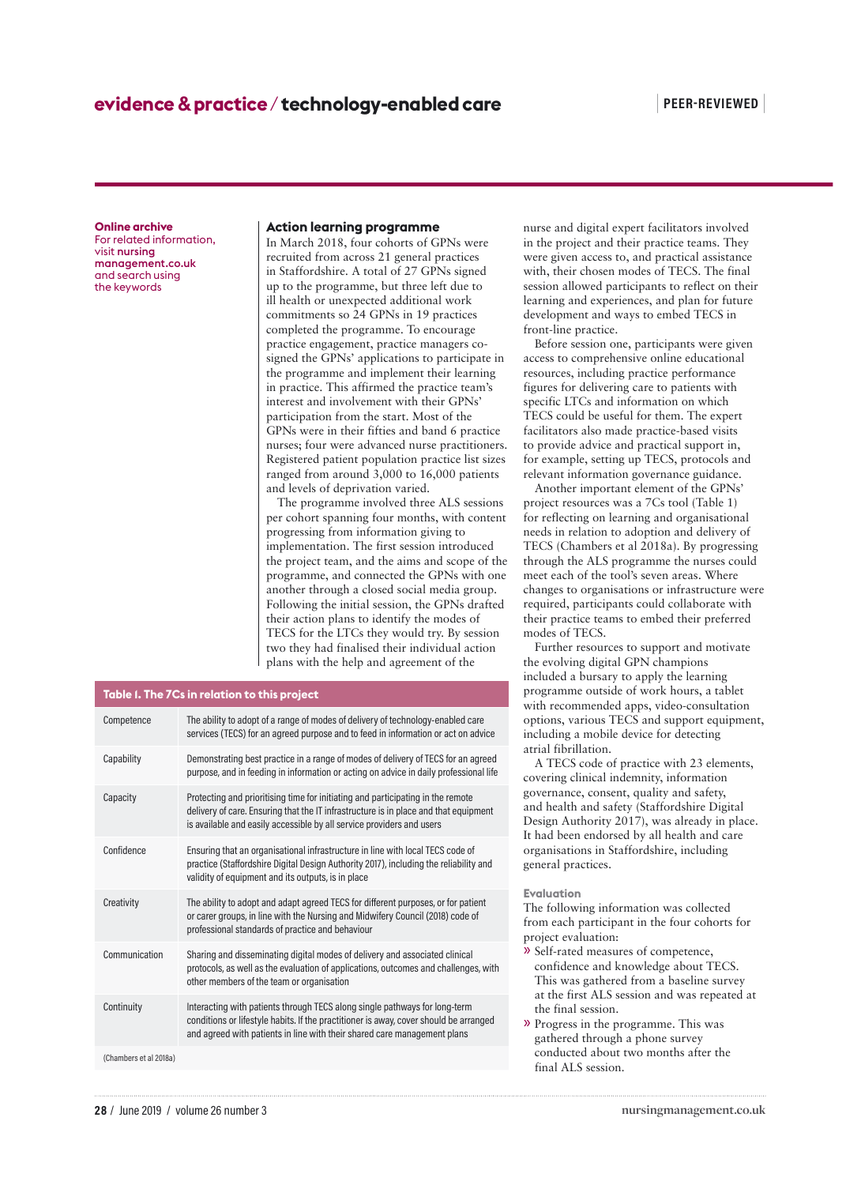**Online archive**
For related information, visit **nursing management.co.uk** and search using the keywords

## Action learning programme

In March 2018, four cohorts of GPNs were recruited from across 21 general practices in Staffordshire. A total of 27 GPNs signed up to the programme, but three left due to ill health or unexpected additional work commitments so 24 GPNs in 19 practices completed the programme. To encourage practice engagement, practice managers co-signed the GPNs' applications to participate in the programme and implement their learning in practice. This affirmed the practice team's interest and involvement with their GPNs' participation from the start. Most of the GPNs were in their fifties and band 6 practice nurses; four were advanced nurse practitioners. Registered patient population practice list sizes ranged from around 3,000 to 16,000 patients and levels of deprivation varied.

The programme involved three ALS sessions per cohort spanning four months, with content progressing from information giving to implementation. The first session introduced the project team, and the aims and scope of the programme, and connected the GPNs with one another through a closed social media group. Following the initial session, the GPNs drafted their action plans to identify the modes of TECS for the LTCs they would try. By session two they had finalised their individual action plans with the help and agreement of the nurse and digital expert facilitators involved in the project and their practice teams. They were given access to, and practical assistance with, their chosen modes of TECS. The final session allowed participants to reflect on their learning and experiences, and plan for future development and ways to embed TECS in front-line practice.

Before session one, participants were given access to comprehensive online educational resources, including practice performance figures for delivering care to patients with specific LTCs and information on which TECS could be useful for them. The expert facilitators also made practice-based visits to provide advice and practical support in, for example, setting up TECS, protocols and relevant information governance guidance.

Another important element of the GPNs' project resources was a 7Cs tool (Table 1) for reflecting on learning and organisational needs in relation to adoption and delivery of TECS (Chambers et al 2018a). By progressing through the ALS programme the nurses could meet each of the tool's seven areas. Where changes to organisations or infrastructure were required, participants could collaborate with their practice teams to embed their preferred modes of TECS.

Further resources to support and motivate the evolving digital GPN champions included a bursary to apply the learning programme outside of work hours, a tablet with recommended apps, video-consultation options, various TECS and support equipment, including a mobile device for detecting atrial fibrillation.

A TECS code of practice with 23 elements, covering clinical indemnity, information governance, consent, quality and safety, and health and safety (Staffordshire Digital Design Authority 2017), was already in place. It had been endorsed by all health and care organisations in Staffordshire, including general practices.

**Table 1. The 7Cs in relation to this project**

| | |
|---|---|
| Competence | The ability to adopt of a range of modes of delivery of technology-enabled care services (TECS) for an agreed purpose and to feed in information or act on advice |
| Capability | Demonstrating best practice in a range of modes of delivery of TECS for an agreed purpose, and in feeding in information or acting on advice in daily professional life |
| Capacity | Protecting and prioritising time for initiating and participating in the remote delivery of care. Ensuring that the IT infrastructure is in place and that equipment is available and easily accessible by all service providers and users |
| Confidence | Ensuring that an organisational infrastructure in line with local TECS code of practice (Staffordshire Digital Design Authority 2017), including the reliability and validity of equipment and its outputs, is in place |
| Creativity | The ability to adopt and adapt agreed TECS for different purposes, or for patient or carer groups, in line with the Nursing and Midwifery Council (2018) code of professional standards of practice and behaviour |
| Communication | Sharing and disseminating digital modes of delivery and associated clinical protocols, as well as the evaluation of applications, outcomes and challenges, with other members of the team or organisation |
| Continuity | Interacting with patients through TECS along single pathways for long-term conditions or lifestyle habits. If the practitioner is away, cover should be arranged and agreed with patients in line with their shared care management plans |

(Chambers et al 2018a)

### Evaluation

The following information was collected from each participant in the four cohorts for project evaluation:

- Self-rated measures of competence, confidence and knowledge about TECS. This was gathered from a baseline survey at the first ALS session and was repeated at the final session.
- Progress in the programme. This was gathered through a phone survey conducted about two months after the final ALS session.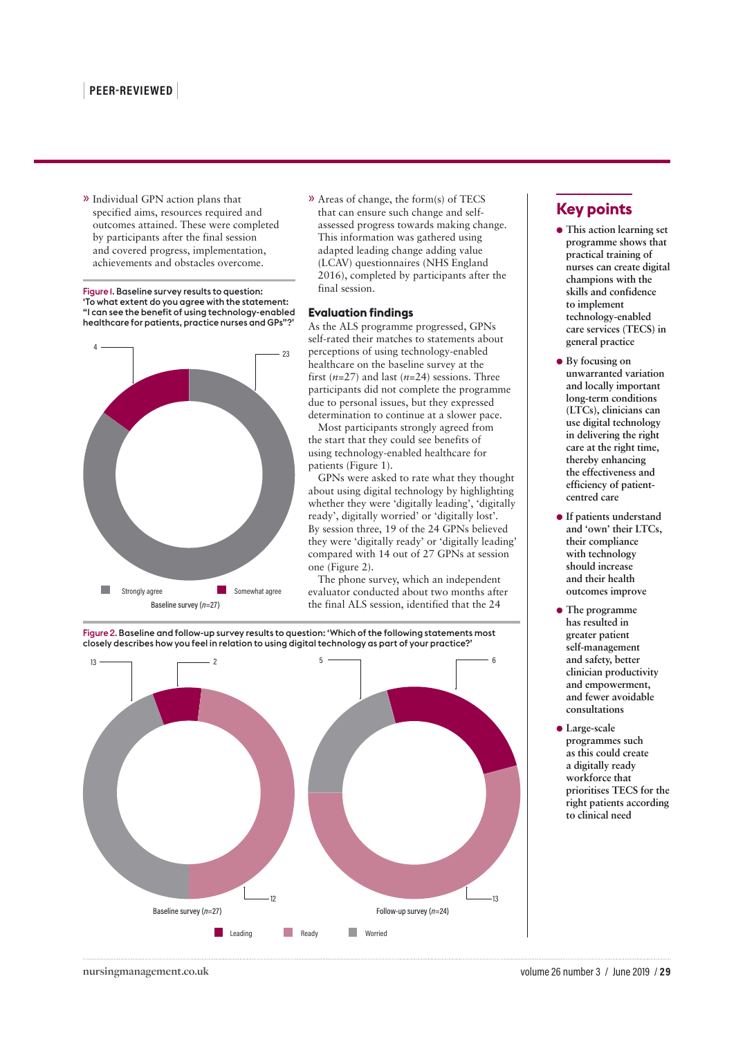» Individual GPN action plans that specified aims, resources required and outcomes attained. These were completed by participants after the final session and covered progress, implementation, achievements and obstacles overcome.

» Areas of change, the form(s) of TECS that can ensure such change and self-assessed progress towards making change. This information was gathered using adapted leading change adding value (LCAV) questionnaires (NHS England 2016), completed by participants after the final session.

Figure 1. Baseline survey results to question: 'To what extent do you agree with the statement: "I can see the benefit of using technology-enabled healthcare for patients, practice nurses and GPs"?'

Baseline survey ($n$=27): Strongly agree 23; Somewhat agree 4

## Evaluation findings

As the ALS programme progressed, GPNs self-rated their matches to statements about perceptions of using technology-enabled healthcare on the baseline survey at the first ($n$=27) and last ($n$=24) sessions. Three participants did not complete the programme due to personal issues, but they expressed determination to continue at a slower pace.

Most participants strongly agreed from the start that they could see benefits of using technology-enabled healthcare for patients (Figure 1).

GPNs were asked to rate what they thought about using digital technology by highlighting whether they were 'digitally leading', 'digitally ready', digitally worried' or 'digitally lost'. By session three, 19 of the 24 GPNs believed they were 'digitally ready' or 'digitally leading' compared with 14 out of 27 GPNs at session one (Figure 2).

The phone survey, which an independent evaluator conducted about two months after the final ALS session, identified that the 24

Figure 2. Baseline and follow-up survey results to question: 'Which of the following statements most closely describes how you feel in relation to using digital technology as part of your practice?'

| | Leading | Ready | Worried |
|---|---|---|---|
| Baseline survey ($n$=27) | 2 | 12 | 13 |
| Follow-up survey ($n$=24) | 6 | 13 | 5 |

## Key points

- This action learning set programme shows that practical training of nurses can create digital champions with the skills and confidence to implement technology-enabled care services (TECS) in general practice
- By focusing on unwarranted variation and locally important long-term conditions (LTCs), clinicians can use digital technology in delivering the right care at the right time, thereby enhancing the effectiveness and efficiency of patient-centred care
- If patients understand and 'own' their LTCs, their compliance with technology should increase and their health outcomes improve
- The programme has resulted in greater patient self-management and safety, better clinician productivity and empowerment, and fewer avoidable consultations
- Large-scale programmes such as this could create a digitally ready workforce that prioritises TECS for the right patients according to clinical need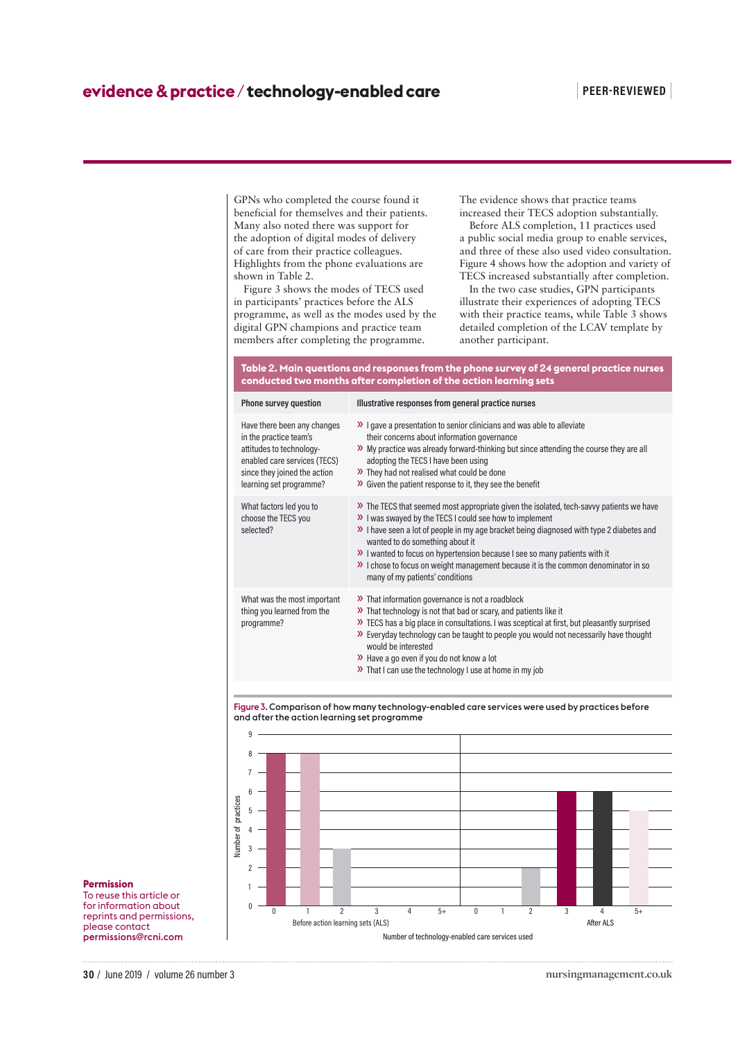GPNs who completed the course found it beneficial for themselves and their patients. Many also noted there was support for the adoption of digital modes of delivery of care from their practice colleagues. Highlights from the phone evaluations are shown in Table 2.

Figure 3 shows the modes of TECS used in participants' practices before the ALS programme, as well as the modes used by the digital GPN champions and practice team members after completing the programme.

The evidence shows that practice teams increased their TECS adoption substantially.

Before ALS completion, 11 practices used a public social media group to enable services, and three of these also used video consultation. Figure 4 shows how the adoption and variety of TECS increased substantially after completion.

In the two case studies, GPN participants illustrate their experiences of adopting TECS with their practice teams, while Table 3 shows detailed completion of the LCAV template by another participant.

**Table 2. Main questions and responses from the phone survey of 24 general practice nurses conducted two months after completion of the action learning sets**

| Phone survey question | Illustrative responses from general practice nurses |
|---|---|
| Have there been any changes in the practice team's attitudes to technology-enabled care services (TECS) since they joined the action learning set programme? | » I gave a presentation to senior clinicians and was able to alleviate their concerns about information governance<br>» My practice was already forward-thinking but since attending the course they are all adopting the TECS I have been using<br>» They had not realised what could be done<br>» Given the patient response to it, they see the benefit |
| What factors led you to choose the TECS you selected? | » The TECS that seemed most appropriate given the isolated, tech-savvy patients we have<br>» I was swayed by the TECS I could see how to implement<br>» I have seen a lot of people in my age bracket being diagnosed with type 2 diabetes and wanted to do something about it<br>» I wanted to focus on hypertension because I see so many patients with it<br>» I chose to focus on weight management because it is the common denominator in so many of my patients' conditions |
| What was the most important thing you learned from the programme? | » That information governance is not a roadblock<br>» That technology is not that bad or scary, and patients like it<br>» TECS has a big place in consultations. I was sceptical at first, but pleasantly surprised<br>» Everyday technology can be taught to people you would not necessarily have thought would be interested<br>» Have a go even if you do not know a lot<br>» That I can use the technology I use at home in my job |

**Figure 3.** Comparison of how many technology-enabled care services were used by practices before and after the action learning set programme

| Number of technology-enabled care services used | 0 | 1 | 2 | 3 | 4 | 5+ |
|---|---|---|---|---|---|---|
| Before action learning sets (ALS) – number of practices | 8 | 8 | 3 | 0 | 0 | 0 |
| After ALS – number of practices | 0 | 0 | 2 | 6 | 6 | 5 |

**Permission**
To reuse this article or for information about reprints and permissions, please contact **permissions@rcni.com**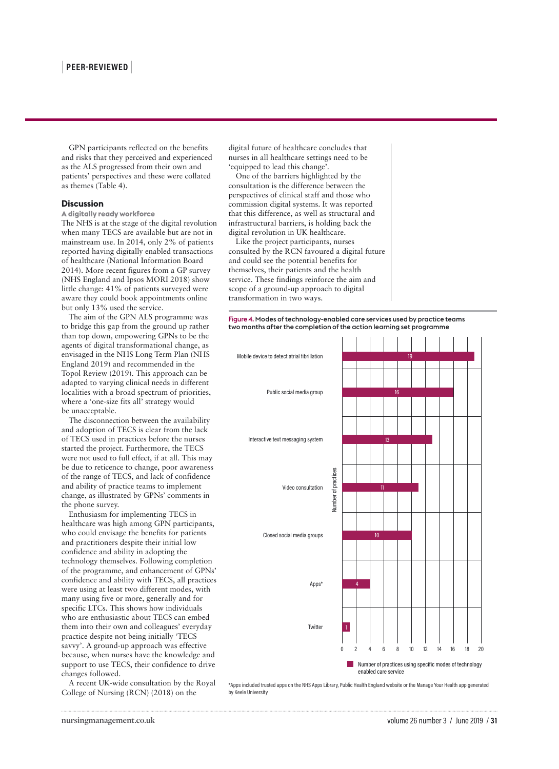GPN participants reflected on the benefits and risks that they perceived and experienced as the ALS progressed from their own and patients' perspectives and these were collated as themes (Table 4).

## Discussion

### A digitally ready workforce

The NHS is at the stage of the digital revolution when many TECS are available but are not in mainstream use. In 2014, only 2% of patients reported having digitally enabled transactions of healthcare (National Information Board 2014). More recent figures from a GP survey (NHS England and Ipsos MORI 2018) show little change: 41% of patients surveyed were aware they could book appointments online but only 13% used the service.

The aim of the GPN ALS programme was to bridge this gap from the ground up rather than top down, empowering GPNs to be the agents of digital transformational change, as envisaged in the NHS Long Term Plan (NHS England 2019) and recommended in the Topol Review (2019). This approach can be adapted to varying clinical needs in different localities with a broad spectrum of priorities, where a 'one-size fits all' strategy would be unacceptable.

The disconnection between the availability and adoption of TECS is clear from the lack of TECS used in practices before the nurses started the project. Furthermore, the TECS were not used to full effect, if at all. This may be due to reticence to change, poor awareness of the range of TECS, and lack of confidence and ability of practice teams to implement change, as illustrated by GPNs' comments in the phone survey.

Enthusiasm for implementing TECS in healthcare was high among GPN participants, who could envisage the benefits for patients and practitioners despite their initial low confidence and ability in adopting the technology themselves. Following completion of the programme, and enhancement of GPNs' confidence and ability with TECS, all practices were using at least two different modes, with many using five or more, generally and for specific LTCs. This shows how individuals who are enthusiastic about TECS can embed them into their own and colleagues' everyday practice despite not being initially 'TECS savvy'. A ground-up approach was effective because, when nurses have the knowledge and support to use TECS, their confidence to drive changes followed.

A recent UK-wide consultation by the Royal College of Nursing (RCN) (2018) on the digital future of healthcare concludes that nurses in all healthcare settings need to be 'equipped to lead this change'.

One of the barriers highlighted by the consultation is the difference between the perspectives of clinical staff and those who commission digital systems. It was reported that this difference, as well as structural and infrastructural barriers, is holding back the digital revolution in UK healthcare.

Like the project participants, nurses consulted by the RCN favoured a digital future and could see the potential benefits for themselves, their patients and the health service. These findings reinforce the aim and scope of a ground-up approach to digital transformation in two ways.

**Figure 4. Modes of technology-enabled care services used by practice teams two months after the completion of the action learning set programme**

| Mode of technology-enabled care service | Number of practices |
|---|---|
| Mobile device to detect atrial fibrillation | 19 |
| Public social media group | 16 |
| Interactive text messaging system | 13 |
| Video consultation | 11 |
| Closed social media groups | 10 |
| Apps* | 4 |
| Twitter | 1 |

Number of practices using specific modes of technology enabled care service

*Apps included trusted apps on the NHS Apps Library, Public Health England website or the Manage Your Health app generated by Keele University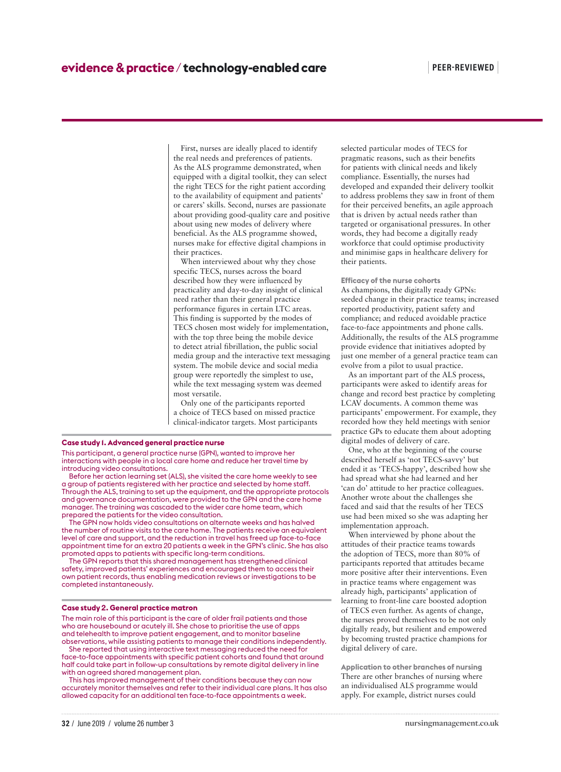First, nurses are ideally placed to identify the real needs and preferences of patients. As the ALS programme demonstrated, when equipped with a digital toolkit, they can select the right TECS for the right patient according to the availability of equipment and patients' or carers' skills. Second, nurses are passionate about providing good-quality care and positive about using new modes of delivery where beneficial. As the ALS programme showed, nurses make for effective digital champions in their practices.

When interviewed about why they chose specific TECS, nurses across the board described how they were influenced by practicality and day-to-day insight of clinical need rather than their general practice performance figures in certain LTC areas. This finding is supported by the modes of TECS chosen most widely for implementation, with the top three being the mobile device to detect atrial fibrillation, the public social media group and the interactive text messaging system. The mobile device and social media group were reportedly the simplest to use, while the text messaging system was deemed most versatile.

Only one of the participants reported a choice of TECS based on missed practice clinical-indicator targets. Most participants selected particular modes of TECS for pragmatic reasons, such as their benefits for patients with clinical needs and likely compliance. Essentially, the nurses had developed and expanded their delivery toolkit to address problems they saw in front of them for their perceived benefits, an agile approach that is driven by actual needs rather than targeted or organisational pressures. In other words, they had become a digitally ready workforce that could optimise productivity and minimise gaps in healthcare delivery for their patients.

**Case study 1. Advanced general practice nurse**

This participant, a general practice nurse (GPN), wanted to improve her interactions with people in a local care home and reduce her travel time by introducing video consultations.

Before her action learning set (ALS), she visited the care home weekly to see a group of patients registered with her practice and selected by home staff. Through the ALS, training to set up the equipment, and the appropriate protocols and governance documentation, were provided to the GPN and the care home manager. The training was cascaded to the wider care home team, which prepared the patients for the video consultation.

The GPN now holds video consultations on alternate weeks and has halved the number of routine visits to the care home. The patients receive an equivalent level of care and support, and the reduction in travel has freed up face-to-face appointment time for an extra 20 patients a week in the GPN's clinic. She has also promoted apps to patients with specific long-term conditions.

The GPN reports that this shared management has strengthened clinical safety, improved patients' experiences and encouraged them to access their own patient records, thus enabling medication reviews or investigations to be completed instantaneously.

**Case study 2. General practice matron**

The main role of this participant is the care of older frail patients and those who are housebound or acutely ill. She chose to prioritise the use of apps and telehealth to improve patient engagement, and to monitor baseline observations, while assisting patients to manage their conditions independently.

She reported that using interactive text messaging reduced the need for face-to-face appointments with specific patient cohorts and found that around half could take part in follow-up consultations by remote digital delivery in line with an agreed shared management plan.

This has improved management of their conditions because they can now accurately monitor themselves and refer to their individual care plans. It has also allowed capacity for an additional ten face-to-face appointments a week.

### Efficacy of the nurse cohorts

As champions, the digitally ready GPNs: seeded change in their practice teams; increased reported productivity, patient safety and compliance; and reduced avoidable practice face-to-face appointments and phone calls. Additionally, the results of the ALS programme provide evidence that initiatives adopted by just one member of a general practice team can evolve from a pilot to usual practice.

As an important part of the ALS process, participants were asked to identify areas for change and record best practice by completing LCAV documents. A common theme was participants' empowerment. For example, they recorded how they held meetings with senior practice GPs to educate them about adopting digital modes of delivery of care.

One, who at the beginning of the course described herself as 'not TECS-savvy' but ended it as 'TECS-happy', described how she had spread what she had learned and her 'can do' attitude to her practice colleagues. Another wrote about the challenges she faced and said that the results of her TECS use had been mixed so she was adapting her implementation approach.

When interviewed by phone about the attitudes of their practice teams towards the adoption of TECS, more than 80% of participants reported that attitudes became more positive after their interventions. Even in practice teams where engagement was already high, participants' application of learning to front-line care boosted adoption of TECS even further. As agents of change, the nurses proved themselves to be not only digitally ready, but resilient and empowered by becoming trusted practice champions for digital delivery of care.

### Application to other branches of nursing

There are other branches of nursing where an individualised ALS programme would apply. For example, district nurses could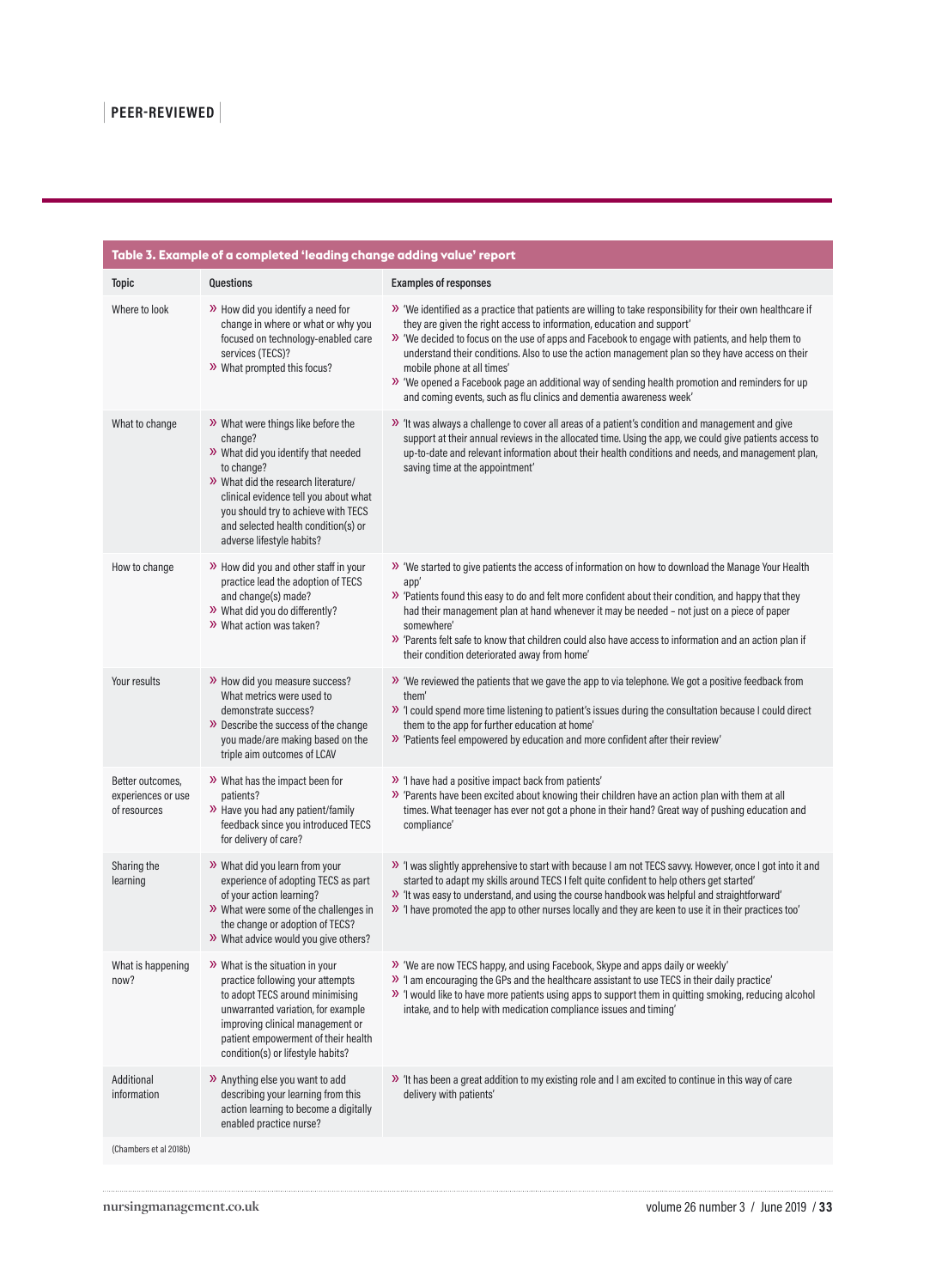**Table 3. Example of a completed 'leading change adding value' report**

| Topic | Questions | Examples of responses |
|---|---|---|
| Where to look | » How did you identify a need for change in where or what or why you focused on technology-enabled care services (TECS)?<br>» What prompted this focus? | » 'We identified as a practice that patients are willing to take responsibility for their own healthcare if they are given the right access to information, education and support'<br>» 'We decided to focus on the use of apps and Facebook to engage with patients, and help them to understand their conditions. Also to use the action management plan so they have access on their mobile phone at all times'<br>» 'We opened a Facebook page an additional way of sending health promotion and reminders for up and coming events, such as flu clinics and dementia awareness week' |
| What to change | » What were things like before the change?<br>» What did you identify that needed to change?<br>» What did the research literature/clinical evidence tell you about what you should try to achieve with TECS and selected health condition(s) or adverse lifestyle habits? | » 'It was always a challenge to cover all areas of a patient's condition and management and give support at their annual reviews in the allocated time. Using the app, we could give patients access to up-to-date and relevant information about their health conditions and needs, and management plan, saving time at the appointment' |
| How to change | » How did you and other staff in your practice lead the adoption of TECS and change(s) made?<br>» What did you do differently?<br>» What action was taken? | » 'We started to give patients the access of information on how to download the Manage Your Health app'<br>» 'Patients found this easy to do and felt more confident about their condition, and happy that they had their management plan at hand whenever it may be needed – not just on a piece of paper somewhere'<br>» 'Parents felt safe to know that children could also have access to information and an action plan if their condition deteriorated away from home' |
| Your results | » How did you measure success? What metrics were used to demonstrate success?<br>» Describe the success of the change you made/are making based on the triple aim outcomes of LCAV | » 'We reviewed the patients that we gave the app to via telephone. We got a positive feedback from them'<br>» 'I could spend more time listening to patient's issues during the consultation because I could direct them to the app for further education at home'<br>» 'Patients feel empowered by education and more confident after their review' |
| Better outcomes, experiences or use of resources | » What has the impact been for patients?<br>» Have you had any patient/family feedback since you introduced TECS for delivery of care? | » 'I have had a positive impact back from patients'<br>» 'Parents have been excited about knowing their children have an action plan with them at all times. What teenager has ever not got a phone in their hand? Great way of pushing education and compliance' |
| Sharing the learning | » What did you learn from your experience of adopting TECS as part of your action learning?<br>» What were some of the challenges in the change or adoption of TECS?<br>» What advice would you give others? | » 'I was slightly apprehensive to start with because I am not TECS savvy. However, once I got into it and started to adapt my skills around TECS I felt quite confident to help others get started'<br>» 'It was easy to understand, and using the course handbook was helpful and straightforward'<br>» 'I have promoted the app to other nurses locally and they are keen to use it in their practices too' |
| What is happening now? | » What is the situation in your practice following your attempts to adopt TECS around minimising unwarranted variation, for example improving clinical management or patient empowerment of their health condition(s) or lifestyle habits? | » 'We are now TECS happy, and using Facebook, Skype and apps daily or weekly'<br>» 'I am encouraging the GPs and the healthcare assistant to use TECS in their daily practice'<br>» 'I would like to have more patients using apps to support them in quitting smoking, reducing alcohol intake, and to help with medication compliance issues and timing' |
| Additional information | » Anything else you want to add describing your learning from this action learning to become a digitally enabled practice nurse? | » 'It has been a great addition to my existing role and I am excited to continue in this way of care delivery with patients' |

(Chambers et al 2018b)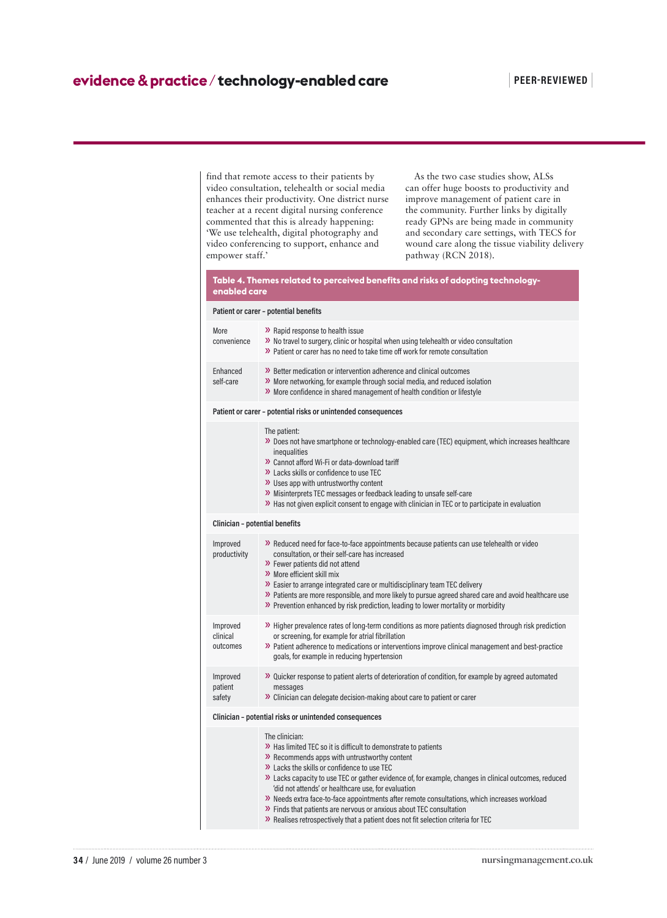find that remote access to their patients by video consultation, telehealth or social media enhances their productivity. One district nurse teacher at a recent digital nursing conference commented that this is already happening: 'We use telehealth, digital photography and video conferencing to support, enhance and empower staff.'

As the two case studies show, ALSs can offer huge boosts to productivity and improve management of patient care in the community. Further links by digitally ready GPNs are being made in community and secondary care settings, with TECS for wound care along the tissue viability delivery pathway (RCN 2018).

**Table 4. Themes related to perceived benefits and risks of adopting technology-enabled care**

| | |
|---|---|
| **Patient or carer – potential benefits** | |
| More convenience | » Rapid response to health issue<br>» No travel to surgery, clinic or hospital when using telehealth or video consultation<br>» Patient or carer has no need to take time off work for remote consultation |
| Enhanced self-care | » Better medication or intervention adherence and clinical outcomes<br>» More networking, for example through social media, and reduced isolation<br>» More confidence in shared management of health condition or lifestyle |
| **Patient or carer – potential risks or unintended consequences** | |
| | The patient:<br>» Does not have smartphone or technology-enabled care (TEC) equipment, which increases healthcare inequalities<br>» Cannot afford Wi-Fi or data-download tariff<br>» Lacks skills or confidence to use TEC<br>» Uses app with untrustworthy content<br>» Misinterprets TEC messages or feedback leading to unsafe self-care<br>» Has not given explicit consent to engage with clinician in TEC or to participate in evaluation |
| **Clinician – potential benefits** | |
| Improved productivity | » Reduced need for face-to-face appointments because patients can use telehealth or video consultation, or their self-care has increased<br>» Fewer patients did not attend<br>» More efficient skill mix<br>» Easier to arrange integrated care or multidisciplinary team TEC delivery<br>» Patients are more responsible, and more likely to pursue agreed shared care and avoid healthcare use<br>» Prevention enhanced by risk prediction, leading to lower mortality or morbidity |
| Improved clinical outcomes | » Higher prevalence rates of long-term conditions as more patients diagnosed through risk prediction or screening, for example for atrial fibrillation<br>» Patient adherence to medications or interventions improve clinical management and best-practice goals, for example in reducing hypertension |
| Improved patient safety | » Quicker response to patient alerts of deterioration of condition, for example by agreed automated messages<br>» Clinician can delegate decision-making about care to patient or carer |
| **Clinician – potential risks or unintended consequences** | |
| | The clinician:<br>» Has limited TEC so it is difficult to demonstrate to patients<br>» Recommends apps with untrustworthy content<br>» Lacks the skills or confidence to use TEC<br>» Lacks capacity to use TEC or gather evidence of, for example, changes in clinical outcomes, reduced 'did not attends' or healthcare use, for evaluation<br>» Needs extra face-to-face appointments after remote consultations, which increases workload<br>» Finds that patients are nervous or anxious about TEC consultation<br>» Realises retrospectively that a patient does not fit selection criteria for TEC |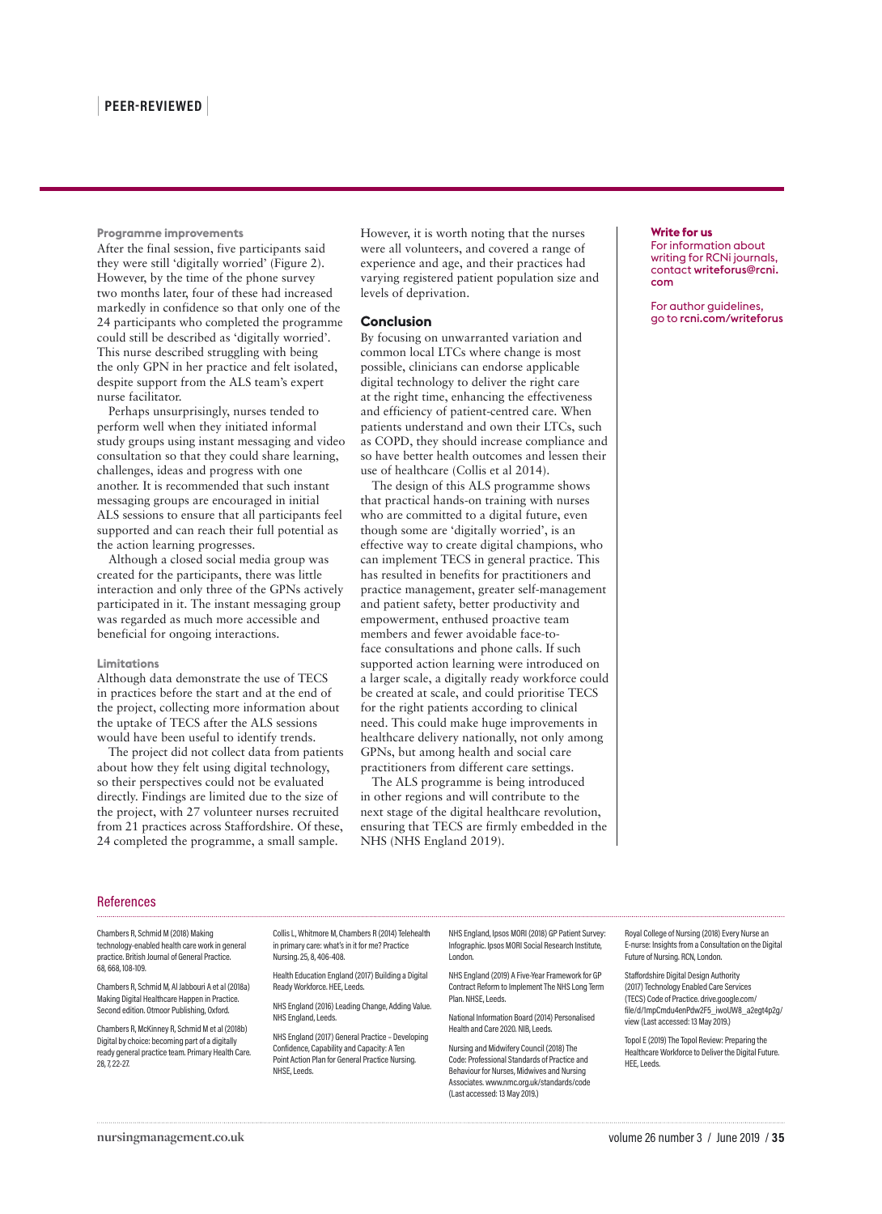### Programme improvements

After the final session, five participants said they were still 'digitally worried' (Figure 2). However, by the time of the phone survey two months later, four of these had increased markedly in confidence so that only one of the 24 participants who completed the programme could still be described as 'digitally worried'. This nurse described struggling with being the only GPN in her practice and felt isolated, despite support from the ALS team's expert nurse facilitator.

Perhaps unsurprisingly, nurses tended to perform well when they initiated informal study groups using instant messaging and video consultation so that they could share learning, challenges, ideas and progress with one another. It is recommended that such instant messaging groups are encouraged in initial ALS sessions to ensure that all participants feel supported and can reach their full potential as the action learning progresses.

Although a closed social media group was created for the participants, there was little interaction and only three of the GPNs actively participated in it. The instant messaging group was regarded as much more accessible and beneficial for ongoing interactions.

### Limitations

Although data demonstrate the use of TECS in practices before the start and at the end of the project, collecting more information about the uptake of TECS after the ALS sessions would have been useful to identify trends.

The project did not collect data from patients about how they felt using digital technology, so their perspectives could not be evaluated directly. Findings are limited due to the size of the project, with 27 volunteer nurses recruited from 21 practices across Staffordshire. Of these, 24 completed the programme, a small sample. However, it is worth noting that the nurses were all volunteers, and covered a range of experience and age, and their practices had varying registered patient population size and levels of deprivation.

## Conclusion

By focusing on unwarranted variation and common local LTCs where change is most possible, clinicians can endorse applicable digital technology to deliver the right care at the right time, enhancing the effectiveness and efficiency of patient-centred care. When patients understand and own their LTCs, such as COPD, they should increase compliance and so have better health outcomes and lessen their use of healthcare (Collis et al 2014).

The design of this ALS programme shows that practical hands-on training with nurses who are committed to a digital future, even though some are 'digitally worried', is an effective way to create digital champions, who can implement TECS in general practice. This has resulted in benefits for practitioners and practice management, greater self-management and patient safety, better productivity and empowerment, enthused proactive team members and fewer avoidable face-to-face consultations and phone calls. If such supported action learning were introduced on a larger scale, a digitally ready workforce could be created at scale, and could prioritise TECS for the right patients according to clinical need. This could make huge improvements in healthcare delivery nationally, not only among GPNs, but among health and social care practitioners from different care settings.

The ALS programme is being introduced in other regions and will contribute to the next stage of the digital healthcare revolution, ensuring that TECS are firmly embedded in the NHS (NHS England 2019).

**Write for us**
For information about writing for RCNi journals, contact **writeforus@rcni.com**

For author guidelines, go to **rcni.com/writeforus**

## References

Chambers R, Schmid M (2018) Making technology-enabled health care work in general practice. British Journal of General Practice. 68, 668, 108-109.

Chambers R, Schmid M, Al Jabbouri A et al (2018a) Making Digital Healthcare Happen in Practice. Second edition. Otmoor Publishing, Oxford.

Chambers R, McKinney R, Schmid M et al (2018b) Digital by choice: becoming part of a digitally ready general practice team. Primary Health Care. 28, 7, 22-27.

Collis L, Whitmore M, Chambers R (2014) Telehealth in primary care: what's in it for me? Practice Nursing. 25, 8, 406-408.

Health Education England (2017) Building a Digital Ready Workforce. HEE, Leeds.

NHS England (2016) Leading Change, Adding Value. NHS England, Leeds.

NHS England (2017) General Practice – Developing Confidence, Capability and Capacity: A Ten Point Action Plan for General Practice Nursing. NHSE, Leeds.

NHS England, Ipsos MORI (2018) GP Patient Survey: Infographic. Ipsos MORI Social Research Institute, London.

NHS England (2019) A Five-Year Framework for GP Contract Reform to Implement The NHS Long Term Plan. NHSE, Leeds.

National Information Board (2014) Personalised Health and Care 2020. NIB, Leeds.

Nursing and Midwifery Council (2018) The Code: Professional Standards of Practice and Behaviour for Nurses, Midwives and Nursing Associates. www.nmc.org.uk/standards/code (Last accessed: 13 May 2019.)

Royal College of Nursing (2018) Every Nurse an E-nurse: Insights from a Consultation on the Digital Future of Nursing. RCN, London.

Staffordshire Digital Design Authority (2017) Technology Enabled Care Services (TECS) Code of Practice. drive.google.com/file/d/1mpCmdu4enPdw2F5_iwoUW8_a2egt4p2g/view (Last accessed: 13 May 2019.)

Topol E (2019) The Topol Review: Preparing the Healthcare Workforce to Deliver the Digital Future. HEE, Leeds.